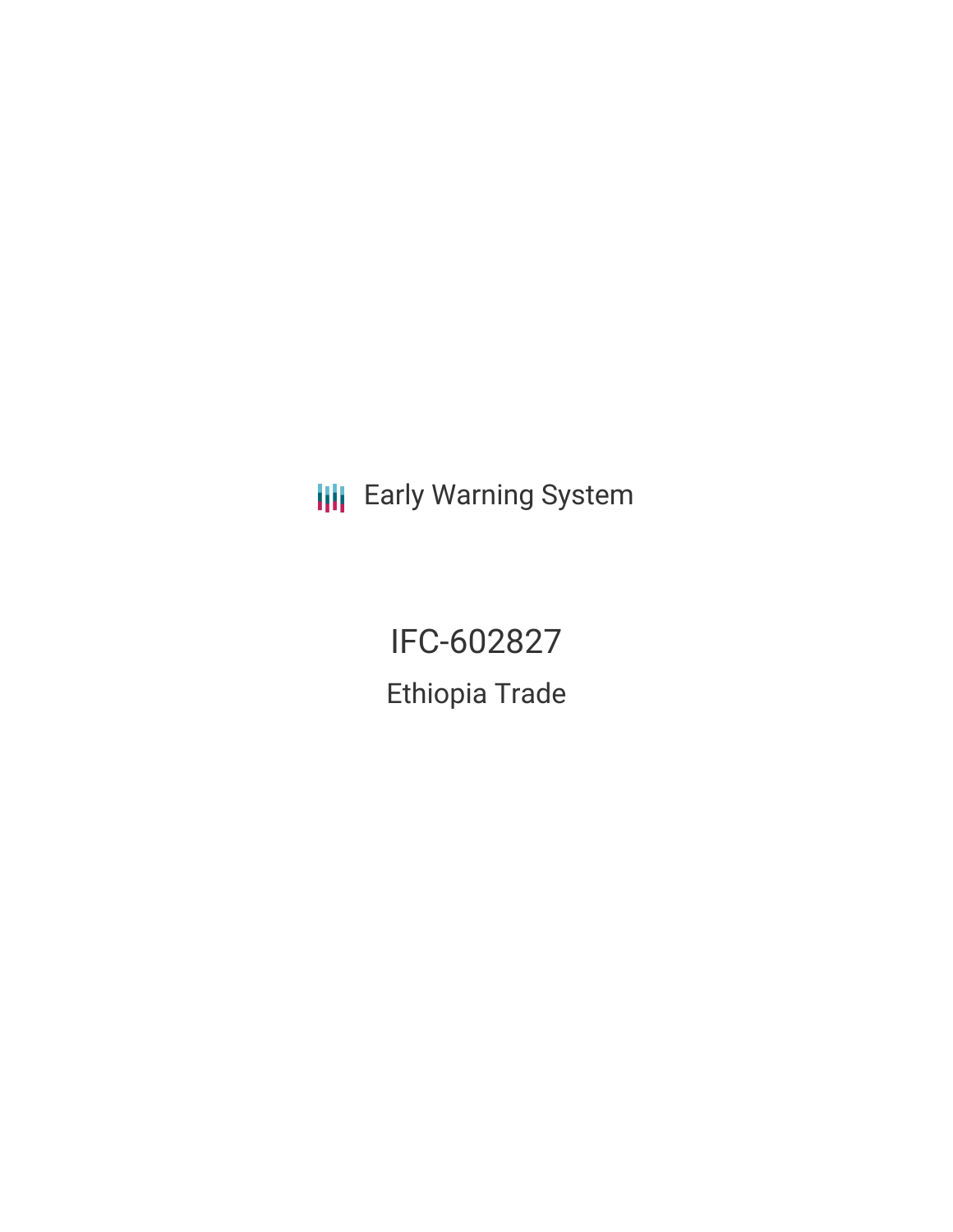Early Warning System

# IFC-602827

## Ethiopia Trade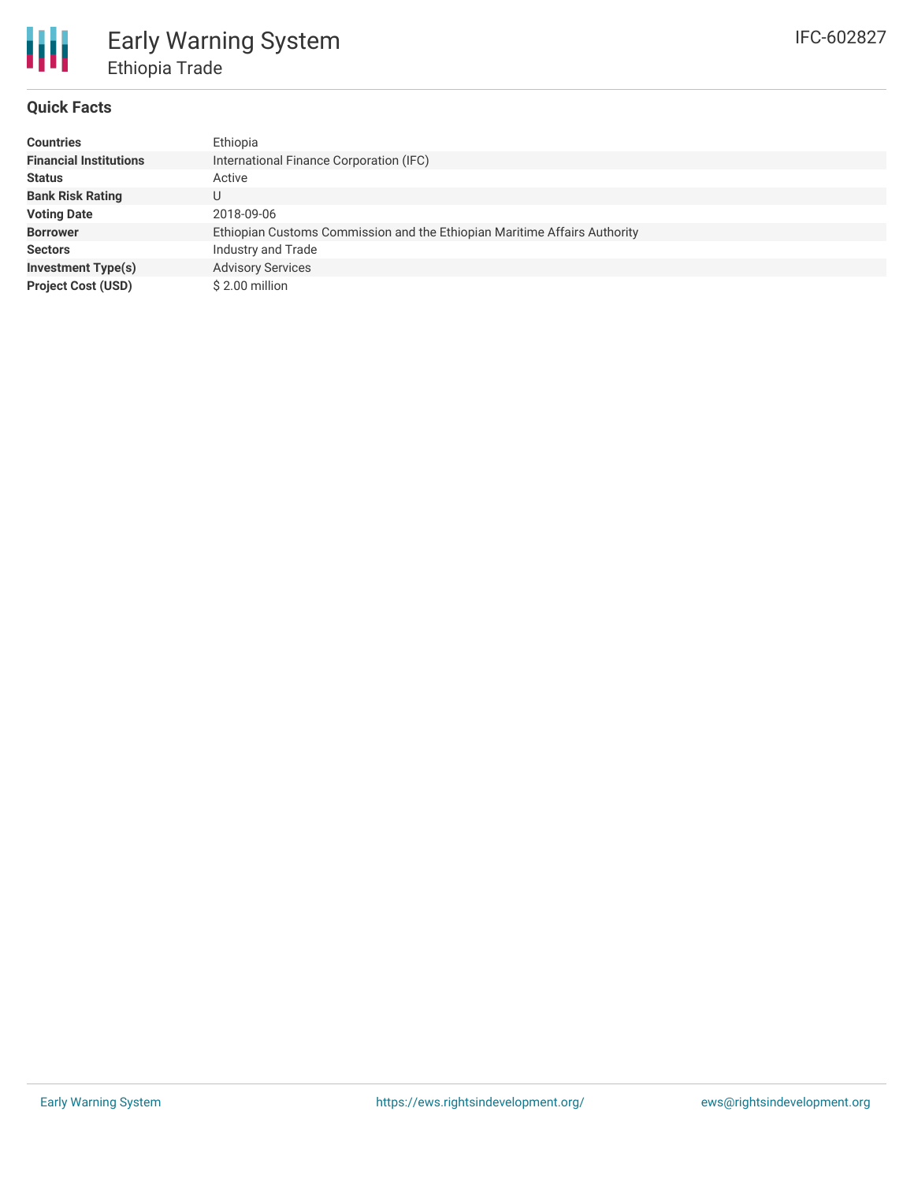# Early Warning System

## Ethiopia Trade

IFC-602827

### Quick Facts

| | |
|---|---|
| **Countries** | Ethiopia |
| **Financial Institutions** | International Finance Corporation (IFC) |
| **Status** | Active |
| **Bank Risk Rating** | U |
| **Voting Date** | 2018-09-06 |
| **Borrower** | Ethiopian Customs Commission and the Ethiopian Maritime Affairs Authority |
| **Sectors** | Industry and Trade |
| **Investment Type(s)** | Advisory Services |
| **Project Cost (USD)** | $ 2.00 million |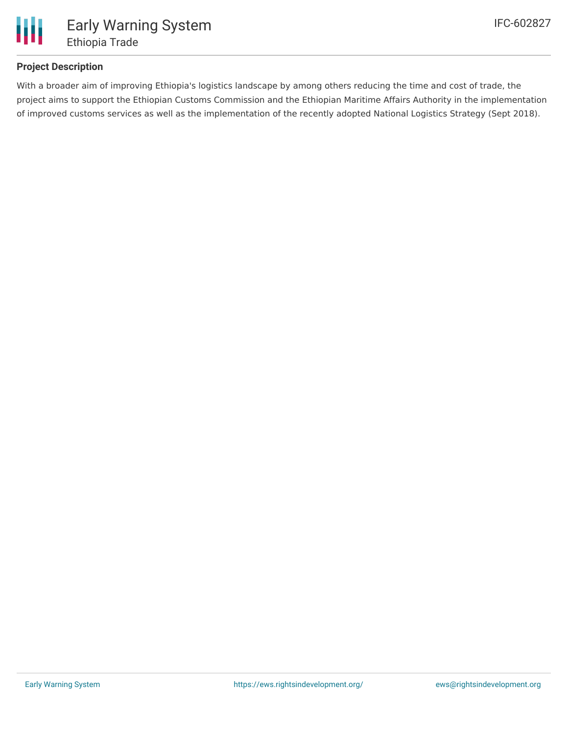## Project Description

With a broader aim of improving Ethiopia's logistics landscape by among others reducing the time and cost of trade, the project aims to support the Ethiopian Customs Commission and the Ethiopian Maritime Affairs Authority in the implementation of improved customs services as well as the implementation of the recently adopted National Logistics Strategy (Sept 2018).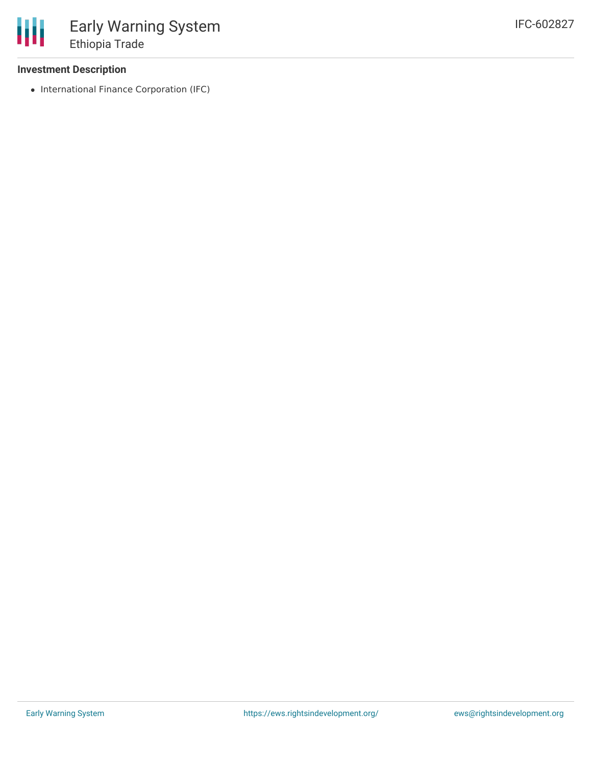### Investment Description

- International Finance Corporation (IFC)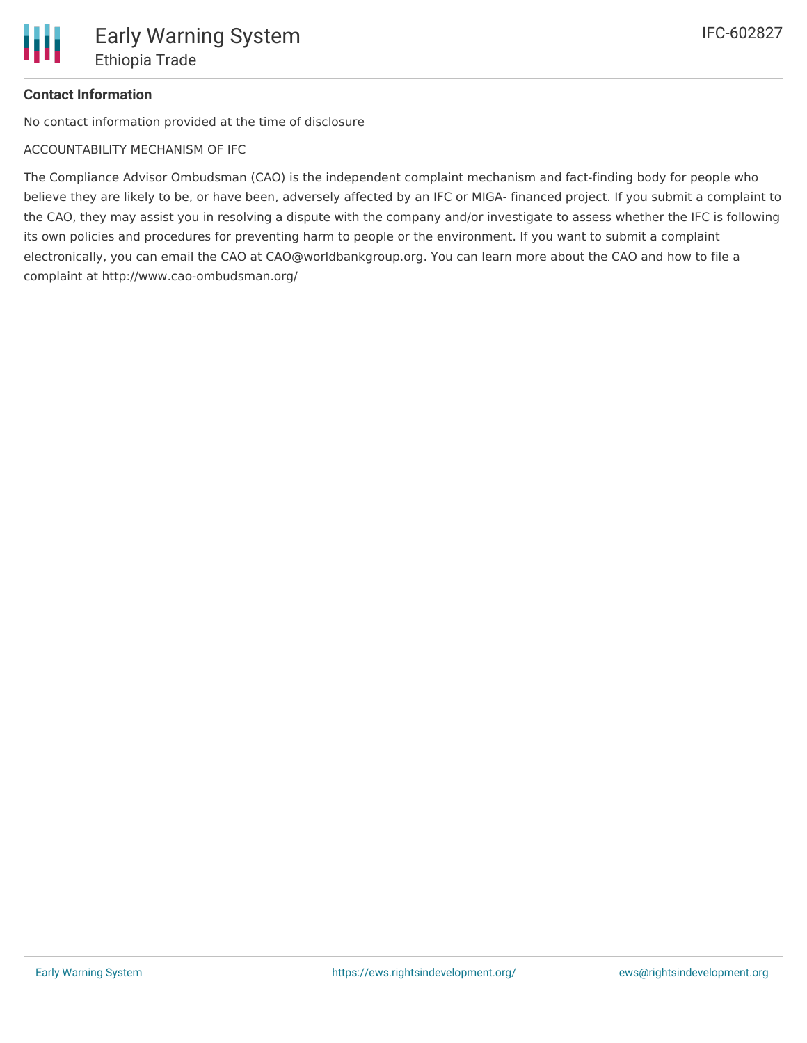**Contact Information**

No contact information provided at the time of disclosure

ACCOUNTABILITY MECHANISM OF IFC

The Compliance Advisor Ombudsman (CAO) is the independent complaint mechanism and fact-finding body for people who believe they are likely to be, or have been, adversely affected by an IFC or MIGA- financed project. If you submit a complaint to the CAO, they may assist you in resolving a dispute with the company and/or investigate to assess whether the IFC is following its own policies and procedures for preventing harm to people or the environment. If you want to submit a complaint electronically, you can email the CAO at CAO@worldbankgroup.org. You can learn more about the CAO and how to file a complaint at http://www.cao-ombudsman.org/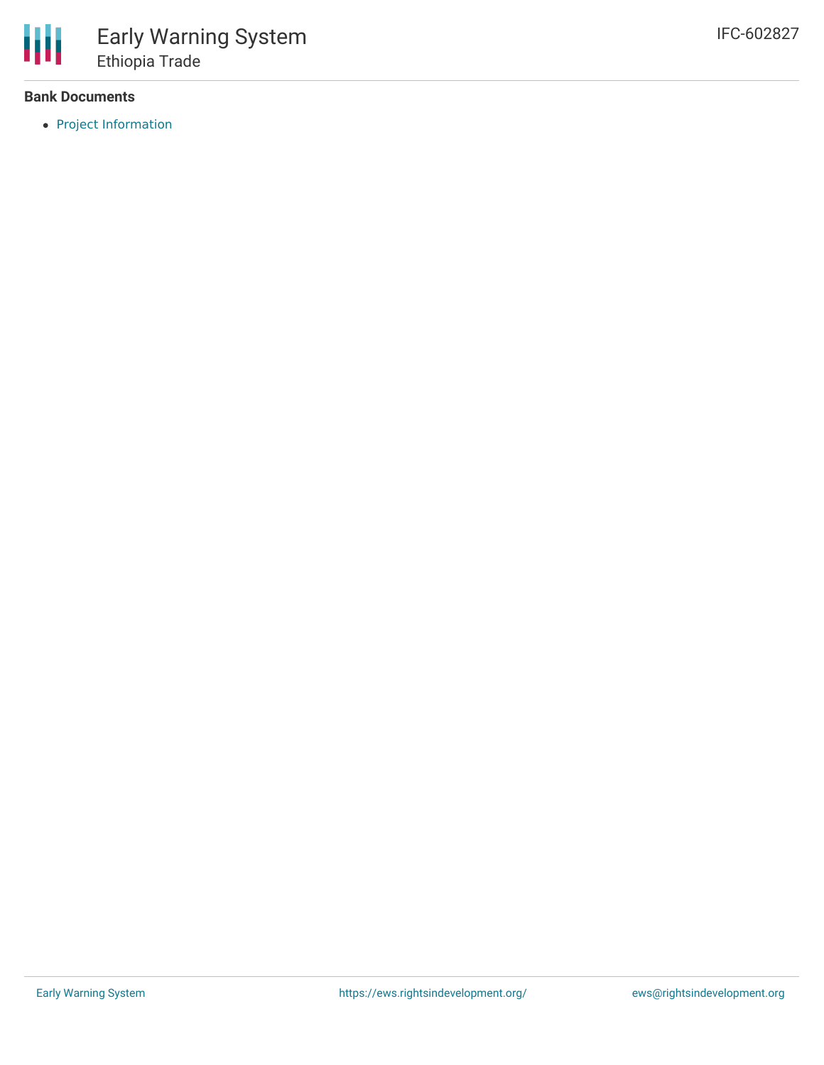**Bank Documents**

- Project Information